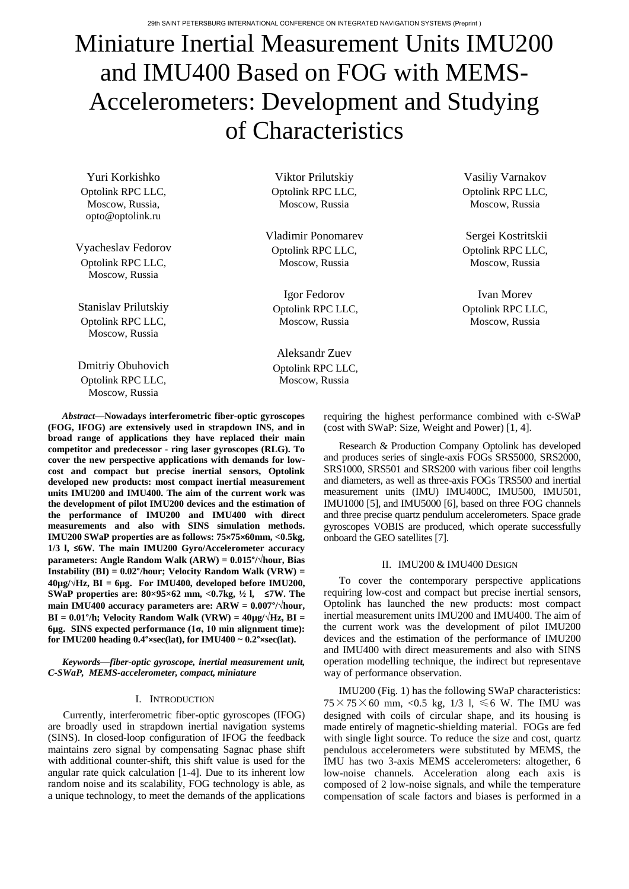# Miniature Inertial Measurement Units IMU200 and IMU400 Based on FOG with MEMS-Accelerometers: Development and Studying of Characteristics

Yuri Korkishko
Optolink RPC LLC,
Moscow, Russia,
opto@optolink.ru

Viktor Prilutskiy
Optolink RPC LLC,
Moscow, Russia

Vasiliy Varnakov
Optolink RPC LLC,
Moscow, Russia

Vyacheslav Fedorov
Optolink RPC LLC,
Moscow, Russia

Vladimir Ponomarev
Optolink RPC LLC,
Moscow, Russia

Sergei Kostritskii
Optolink RPC LLC,
Moscow, Russia

Stanislav Prilutskiy
Optolink RPC LLC,
Moscow, Russia

Igor Fedorov
Optolink RPC LLC,
Moscow, Russia

Ivan Morev
Optolink RPC LLC,
Moscow, Russia

Dmitriy Obuhovich
Optolink RPC LLC,
Moscow, Russia

Aleksandr Zuev
Optolink RPC LLC,
Moscow, Russia

***Abstract*—Nowadays interferometric fiber-optic gyroscopes (FOG, IFOG) are extensively used in strapdown INS, and in broad range of applications they have replaced their main competitor and predecessor - ring laser gyroscopes (RLG). To cover the new perspective applications with demands for low-cost and compact but precise inertial sensors, Optolink developed new products: most compact inertial measurement units IMU200 and IMU400. The aim of the current work was the development of pilot IMU200 devices and the estimation of the performance of IMU200 and IMU400 with direct measurements and also with SINS simulation methods. IMU200 SWaP properties are as follows: 75×75×60mm, <0.5kg, 1/3 l, ≤6W. The main IMU200 Gyro/Accelerometer accuracy parameters: Angle Random Walk (ARW) = 0.015°/√hour, Bias Instability (BI) = 0.02°/hour; Velocity Random Walk (VRW) = 40μg/√Hz, BI = 6μg. For IMU400, developed before IMU200, SWaP properties are: 80×95×62 mm, <0.7kg, ½ l, ≤7W. The main IMU400 accuracy parameters are: ARW = 0.007°/√hour, BI = 0.01°/h; Velocity Random Walk (VRW) = 40μg/√Hz, BI = 6μg. SINS expected performance (1σ, 10 min alignment time): for IMU200 heading 0.4°×sec(lat), for IMU400 ~ 0.2°×sec(lat).**

***Keywords*—*fiber-optic gyroscope, inertial measurement unit, C-SWaP, MEMS-accelerometer, compact, miniature***

## I. Introduction

Currently, interferometric fiber-optic gyroscopes (IFOG) are broadly used in strapdown inertial navigation systems (SINS). In closed-loop configuration of IFOG the feedback maintains zero signal by compensating Sagnac phase shift with additional counter-shift, this shift value is used for the angular rate quick calculation [1-4]. Due to its inherent low random noise and its scalability, FOG technology is able, as a unique technology, to meet the demands of the applications requiring the highest performance combined with c-SWaP (cost with SWaP: Size, Weight and Power) [1, 4].

Research & Production Company Optolink has developed and produces series of single-axis FOGs SRS5000, SRS2000, SRS1000, SRS501 and SRS200 with various fiber coil lengths and diameters, as well as three-axis FOGs TRS500 and inertial measurement units (IMU) IMU400C, IMU500, IMU501, IMU1000 [5], and IMU5000 [6], based on three FOG channels and three precise quartz pendulum accelerometers. Space grade gyroscopes VOBIS are produced, which operate successfully onboard the GEO satellites [7].

## II. IMU200 & IMU400 Design

To cover the contemporary perspective applications requiring low-cost and compact but precise inertial sensors, Optolink has launched the new products: most compact inertial measurement units IMU200 and IMU400. The aim of the current work was the development of pilot IMU200 devices and the estimation of the performance of IMU200 and IMU400 with direct measurements and also with SINS operation modelling technique, the indirect but representave way of performance observation.

IMU200 (Fig. 1) has the following SWaP characteristics: 75×75×60 mm, <0.5 kg, 1/3 l, ≤6 W. The IMU was designed with coils of circular shape, and its housing is made entirely of magnetic-shielding material. FOGs are fed with single light source. To reduce the size and cost, quartz pendulous accelerometers were substituted by MEMS, the IMU has two 3-axis MEMS accelerometers: altogether, 6 low-noise channels. Acceleration along each axis is composed of 2 low-noise signals, and while the temperature compensation of scale factors and biases is performed in a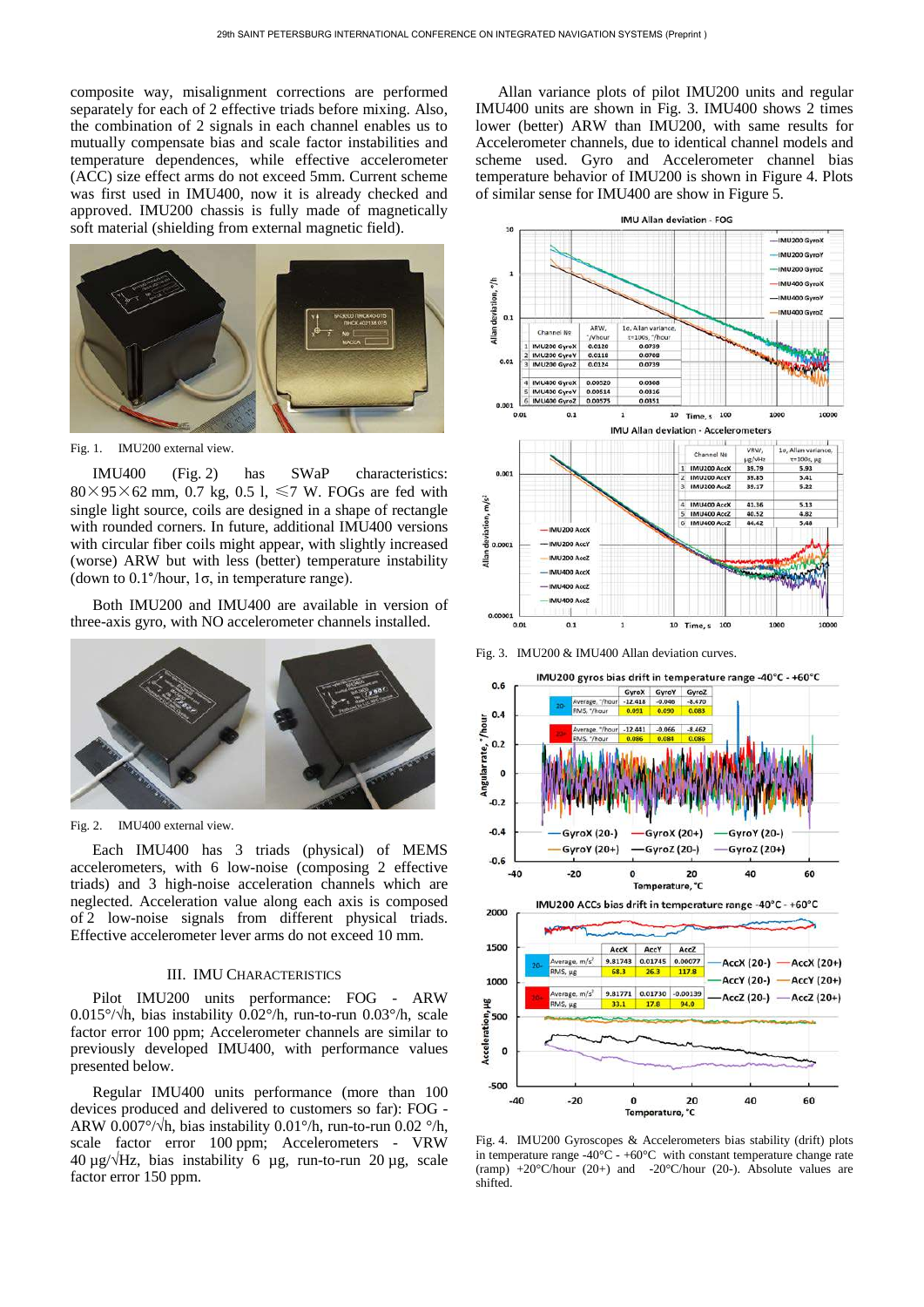composite way, misalignment corrections are performed separately for each of 2 effective triads before mixing. Also, the combination of 2 signals in each channel enables us to mutually compensate bias and scale factor instabilities and temperature dependences, while effective accelerometer (ACC) size effect arms do not exceed 5mm. Current scheme was first used in IMU400, now it is already checked and approved. IMU200 chassis is fully made of magnetically soft material (shielding from external magnetic field).

Fig. 1. IMU200 external view.

IMU400 (Fig. 2) has SWaP characteristics: 80×95×62 mm, 0.7 kg, 0.5 l, ≤7 W. FOGs are fed with single light source, coils are designed in a shape of rectangle with rounded corners. In future, additional IMU400 versions with circular fiber coils might appear, with slightly increased (worse) ARW but with less (better) temperature instability (down to 0.1°/hour, 1σ, in temperature range).

Both IMU200 and IMU400 are available in version of three-axis gyro, with NO accelerometer channels installed.

Fig. 2. IMU400 external view.

Each IMU400 has 3 triads (physical) of MEMS accelerometers, with 6 low-noise (composing 2 effective triads) and 3 high-noise acceleration channels which are neglected. Acceleration value along each axis is composed of 2 low-noise signals from different physical triads. Effective accelerometer lever arms do not exceed 10 mm.

## III. IMU Characteristics

Pilot IMU200 units performance: FOG - ARW 0.015°/√h, bias instability 0.02°/h, run-to-run 0.03°/h, scale factor error 100 ppm; Accelerometer channels are similar to previously developed IMU400, with performance values presented below.

Regular IMU400 units performance (more than 100 devices produced and delivered to customers so far): FOG - ARW 0.007°/√h, bias instability 0.01°/h, run-to-run 0.02 °/h, scale factor error 100 ppm; Accelerometers - VRW 40 μg/√Hz, bias instability 6 μg, run-to-run 20 μg, scale factor error 150 ppm.

Allan variance plots of pilot IMU200 units and regular IMU400 units are shown in Fig. 3. IMU400 shows 2 times lower (better) ARW than IMU200, with same results for Accelerometer channels, due to identical channel models and scheme used. Gyro and Accelerometer channel bias temperature behavior of IMU200 is shown in Figure 4. Plots of similar sense for IMU400 are show in Figure 5.

Fig. 3. IMU200 & IMU400 Allan deviation curves.

Fig. 4. IMU200 Gyroscopes & Accelerometers bias stability (drift) plots in temperature range -40°C - +60°C with constant temperature change rate (ramp) +20°C/hour (20+) and -20°C/hour (20-). Absolute values are shifted.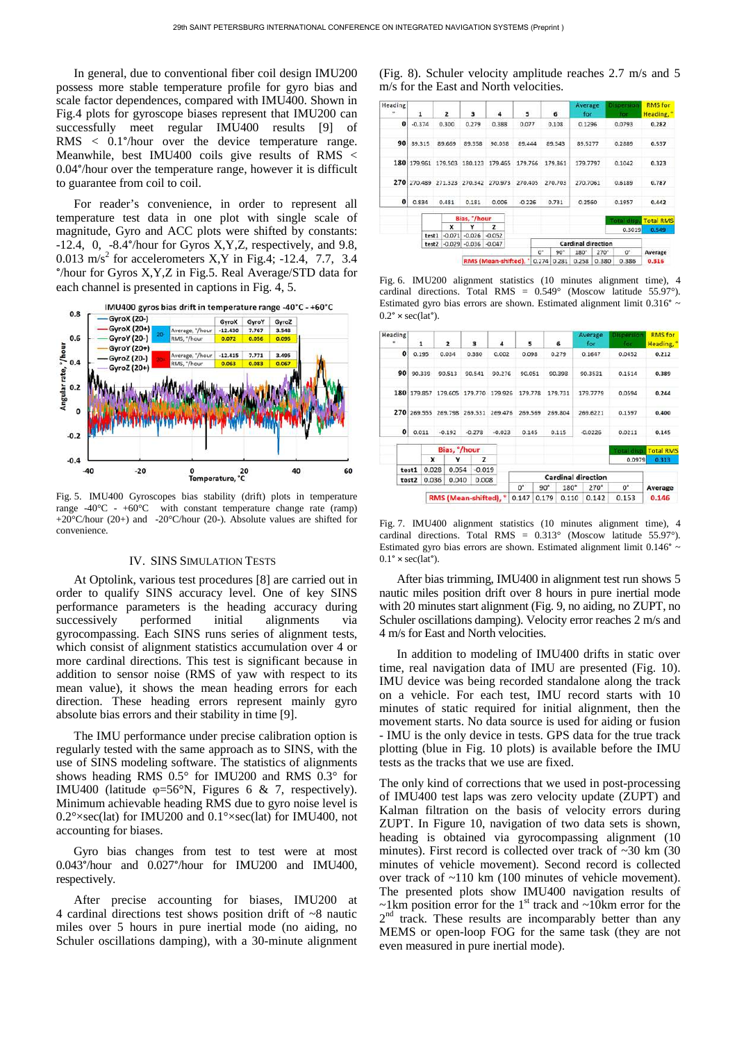In general, due to conventional fiber coil design IMU200 possess more stable temperature profile for gyro bias and scale factor dependences, compared with IMU400. Shown in Fig.4 plots for gyroscope biases represent that IMU200 can successfully meet regular IMU400 results [9] of RMS < 0.1°/hour over the device temperature range. Meanwhile, best IMU400 coils give results of RMS < 0.04°/hour over the temperature range, however it is difficult to guarantee from coil to coil.

For reader's convenience, in order to represent all temperature test data in one plot with single scale of magnitude, Gyro and ACC plots were shifted by constants: -12.4, 0, -8.4°/hour for Gyros X,Y,Z, respectively, and 9.8, 0.013 m/s$^2$ for accelerometers X,Y in Fig.4; -12.4, 7.7, 3.4 °/hour for Gyros X,Y,Z in Fig.5. Real Average/STD data for each channel is presented in captions in Fig. 4, 5.

Fig. 5. IMU400 Gyroscopes bias stability (drift) plots in temperature range -40°C - +60°C with constant temperature change rate (ramp) +20°C/hour (20+) and -20°C/hour (20-). Absolute values are shifted for convenience.

## IV. SINS Simulation Tests

At Optolink, various test procedures [8] are carried out in order to qualify SINS accuracy level. One of key SINS performance parameters is the heading accuracy during successively performed initial alignments via gyrocompassing. Each SINS runs series of alignment tests, which consist of alignment statistics accumulation over 4 or more cardinal directions. This test is significant because in addition to sensor noise (RMS of yaw with respect to its mean value), it shows the mean heading errors for each direction. These heading errors represent mainly gyro absolute bias errors and their stability in time [9].

The IMU performance under precise calibration option is regularly tested with the same approach as to SINS, with the use of SINS modeling software. The statistics of alignments shows heading RMS 0.5° for IMU200 and RMS 0.3° for IMU400 (latitude φ=56°N, Figures 6 & 7, respectively). Minimum achievable heading RMS due to gyro noise level is 0.2°×sec(lat) for IMU200 and 0.1°×sec(lat) for IMU400, not accounting for biases.

Gyro bias changes from test to test were at most 0.043°/hour and 0.027°/hour for IMU200 and IMU400, respectively.

After precise accounting for biases, IMU200 at 4 cardinal directions test shows position drift of ~8 nautic miles over 5 hours in pure inertial mode (no aiding, no Schuler oscillations damping), with a 30-minute alignment (Fig. 8). Schuler velocity amplitude reaches 2.7 m/s and 5 m/s for the East and North velocities.

| Heading ° | 1 | 2 | 3 | 4 | 5 | 6 | Average for | Dispersion for | RMS for Heading, ° |
|---|---|---|---|---|---|---|---|---|---|
| 0 | -0.374 | 0.300 | 0.279 | 0.388 | 0.077 | 0.108 | 0.1296 | 0.0793 | 0.282 |
| 90 | 89.915 | 89.669 | 89.358 | 90.058 | 89.444 | 89.543 | 89.5277 | 0.2889 | 0.537 |
| 180 | 179.961 | 179.503 | 180.123 | 179.465 | 179.766 | 179.861 | 179.7797 | 0.1042 | 0.323 |
| 270 | 270.489 | 271.523 | 270.542 | 270.973 | 270.405 | 270.703 | 270.7061 | 0.6189 | 0.787 |
| 0 | 0.834 | 0.481 | 0.181 | 0.006 | -0.226 | 0.731 | 0.2560 | 0.1957 | 0.442 |

| | Total disp. | Total RMS |
|---|---|---|
| | 0.3019 | 0.549 |

| Bias, °/hour | X | Y | Z |
|---|---|---|---|
| test1 | -0.071 | -0.026 | -0.052 |
| test2 | -0.029 | -0.036 | -0.047 |

| Cardinal direction | 0° | 90° | 180° | 270° | 0° | Average |
|---|---|---|---|---|---|---|
| RMS (Mean-shifted), ° | 0.274 | 0.281 | 0.258 | 0.380 | 0.386 | 0.316 |

Fig. 6. IMU200 alignment statistics (10 minutes alignment time), 4 cardinal directions. Total RMS = 0.549° (Moscow latitude 55.97°). Estimated gyro bias errors are shown. Estimated alignment limit 0.316° ~ 0.2° × sec(lat°).

| Heading ° | 1 | 2 | 3 | 4 | 5 | 6 | Average for | Dispersion for | RMS for Heading, ° |
|---|---|---|---|---|---|---|---|---|---|
| 0 | 0.195 | 0.034 | 0.380 | 0.002 | 0.098 | 0.279 | 0.1647 | 0.0452 | 0.212 |
| 90 | 90.339 | 90.513 | 90.541 | 90.276 | 90.051 | 90.398 | 90.3531 | 0.1514 | 0.389 |
| 180 | 179.857 | 179.605 | 179.770 | 179.926 | 179.778 | 179.731 | 179.7779 | 0.0594 | 0.244 |
| 270 | 269.555 | 269.798 | 269.531 | 269.476 | 269.569 | 269.804 | 269.6221 | 0.1597 | 0.400 |
| 0 | 0.011 | -0.192 | -0.278 | -0.023 | 0.145 | 0.115 | -0.0226 | 0.0211 | 0.145 |

| | Total disp. | Total RMS |
|---|---|---|
| | 0.0979 | 0.313 |

| Bias, °/hour | X | Y | Z |
|---|---|---|---|
| test1 | 0.028 | 0.054 | -0.019 |
| test2 | 0.036 | 0.040 | 0.008 |

| Cardinal direction | 0° | 90° | 180° | 270° | 0° | Average |
|---|---|---|---|---|---|---|
| RMS (Mean-shifted), ° | 0.147 | 0.179 | 0.110 | 0.142 | 0.153 | 0.146 |

Fig. 7. IMU400 alignment statistics (10 minutes alignment time), 4 cardinal directions. Total RMS = 0.313° (Moscow latitude 55.97°). Estimated gyro bias errors are shown. Estimated alignment limit 0.146° ~ 0.1° × sec(lat°).

After bias trimming, IMU400 in alignment test run shows 5 nautic miles position drift over 8 hours in pure inertial mode with 20 minutes start alignment (Fig. 9, no aiding, no ZUPT, no Schuler oscillations damping). Velocity error reaches 2 m/s and 4 m/s for East and North velocities.

In addition to modeling of IMU400 drifts in static over time, real navigation data of IMU are presented (Fig. 10). IMU device was being recorded standalone along the track on a vehicle. For each test, IMU record starts with 10 minutes of static required for initial alignment, then the movement starts. No data source is used for aiding or fusion - IMU is the only device in tests. GPS data for the true track plotting (blue in Fig. 10 plots) is available before the IMU tests as the tracks that we use are fixed.

The only kind of corrections that we used in post-processing of IMU400 test laps was zero velocity update (ZUPT) and Kalman filtration on the basis of velocity errors during ZUPT. In Figure 10, navigation of two data sets is shown, heading is obtained via gyrocompassing alignment (10 minutes). First record is collected over track of ~30 km (30 minutes of vehicle movement). Second record is collected over track of ~110 km (100 minutes of vehicle movement). The presented plots show IMU400 navigation results of ~1km position error for the 1st track and ~10km error for the 2nd track. These results are incomparably better than any MEMS or open-loop FOG for the same task (they are not even measured in pure inertial mode).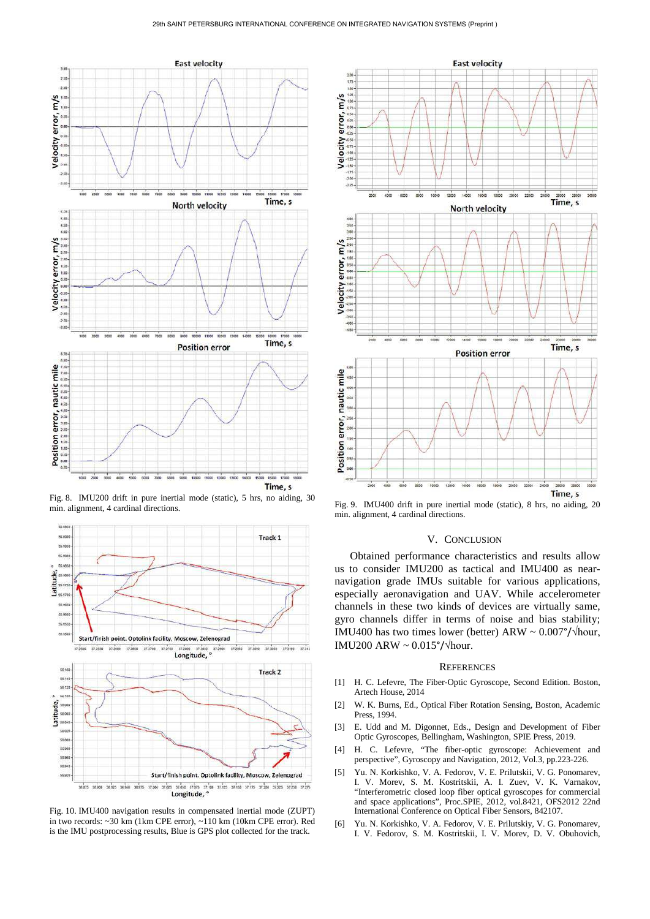Fig. 8. IMU200 drift in pure inertial mode (static), 5 hrs, no aiding, 30 min. alignment, 4 cardinal directions.

Fig. 9. IMU400 drift in pure inertial mode (static), 8 hrs, no aiding, 20 min. alignment, 4 cardinal directions.

Fig. 10. IMU400 navigation results in compensated inertial mode (ZUPT) in two records: ~30 km (1km CPE error), ~110 km (10km CPE error). Red is the IMU postprocessing results, Blue is GPS plot collected for the track.

## V. CONCLUSION

Obtained performance characteristics and results allow us to consider IMU200 as tactical and IMU400 as near-navigation grade IMUs suitable for various applications, especially aeronavigation and UAV. While accelerometer channels in these two kinds of devices are virtually same, gyro channels differ in terms of noise and bias stability; IMU400 has two times lower (better) ARW ~ 0.007°/√hour, IMU200 ARW ~ 0.015°/√hour.

## REFERENCES

[1] H. C. Lefevre, The Fiber-Optic Gyroscope, Second Edition. Boston, Artech House, 2014

[2] W. K. Burns, Ed., Optical Fiber Rotation Sensing, Boston, Academic Press, 1994.

[3] E. Udd and M. Digonnet, Eds., Design and Development of Fiber Optic Gyroscopes, Bellingham, Washington, SPIE Press, 2019.

[4] H. C. Lefevre, "The fiber-optic gyroscope: Achievement and perspective", Gyroscopy and Navigation, 2012, Vol.3, pp.223-226.

[5] Yu. N. Korkishko, V. A. Fedorov, V. E. Prilutskii, V. G. Ponomarev, I. V. Morev, S. M. Kostritskii, A. I. Zuev, V. K. Varnakov, "Interferometric closed loop fiber optical gyroscopes for commercial and space applications", Proc.SPIE, 2012, vol.8421, OFS2012 22nd International Conference on Optical Fiber Sensors, 842107.

[6] Yu. N. Korkishko, V. A. Fedorov, V. E. Prilutskiy, V. G. Ponomarev, I. V. Fedorov, S. M. Kostritskii, I. V. Morev, D. V. Obuhovich,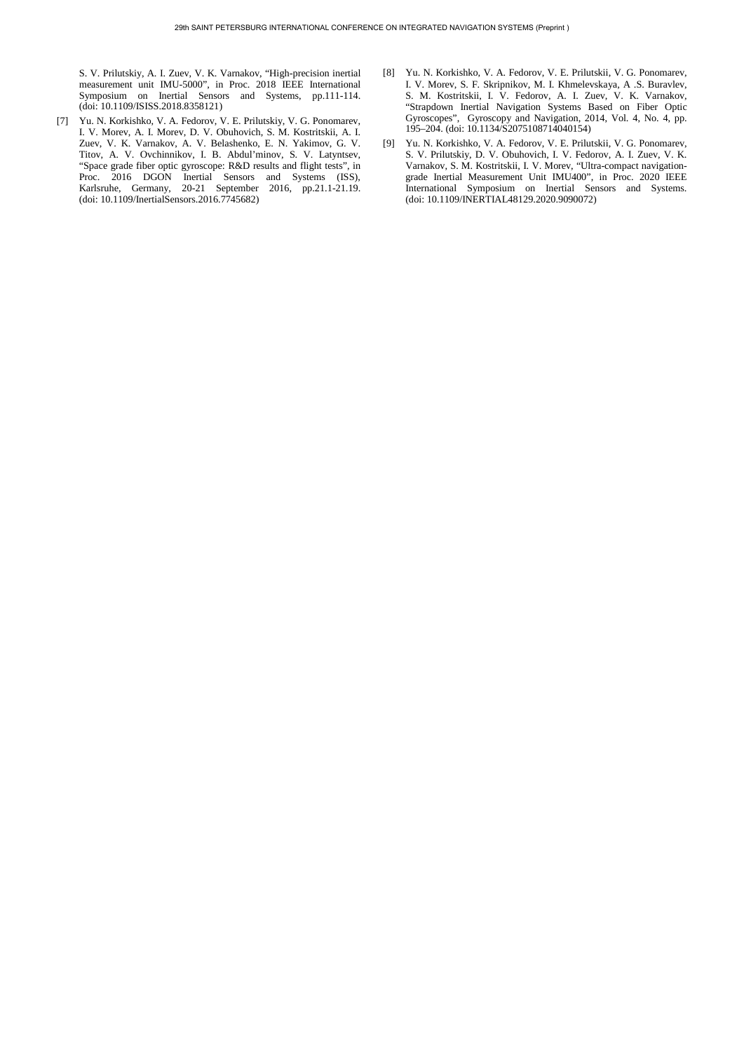S. V. Prilutskiy, A. I. Zuev, V. K. Varnakov, "High-precision inertial measurement unit IMU-5000", in Proc. 2018 IEEE International Symposium on Inertial Sensors and Systems, pp.111-114. (doi: 10.1109/ISISS.2018.8358121)

[7] Yu. N. Korkishko, V. A. Fedorov, V. E. Prilutskiy, V. G. Ponomarev, I. V. Morev, A. I. Morev, D. V. Obuhovich, S. M. Kostritskii, A. I. Zuev, V. K. Varnakov, A. V. Belashenko, E. N. Yakimov, G. V. Titov, A. V. Ovchinnikov, I. B. Abdul'minov, S. V. Latyntsev, "Space grade fiber optic gyroscope: R&D results and flight tests", in Proc. 2016 DGON Inertial Sensors and Systems (ISS), Karlsruhe, Germany, 20-21 September 2016, pp.21.1-21.19. (doi: 10.1109/InertialSensors.2016.7745682)

[8] Yu. N. Korkishko, V. A. Fedorov, V. E. Prilutskii, V. G. Ponomarev, I. V. Morev, S. F. Skripnikov, M. I. Khmelevskaya, A .S. Buravlev, S. M. Kostritskii, I. V. Fedorov, A. I. Zuev, V. K. Varnakov, "Strapdown Inertial Navigation Systems Based on Fiber Optic Gyroscopes", Gyroscopy and Navigation, 2014, Vol. 4, No. 4, pp. 195–204. (doi: 10.1134/S2075108714040154)

[9] Yu. N. Korkishko, V. A. Fedorov, V. E. Prilutskii, V. G. Ponomarev, S. V. Prilutskiy, D. V. Obuhovich, I. V. Fedorov, A. I. Zuev, V. K. Varnakov, S. M. Kostritskii, I. V. Morev, "Ultra-compact navigation-grade Inertial Measurement Unit IMU400", in Proc. 2020 IEEE International Symposium on Inertial Sensors and Systems. (doi: 10.1109/INERTIAL48129.2020.9090072)